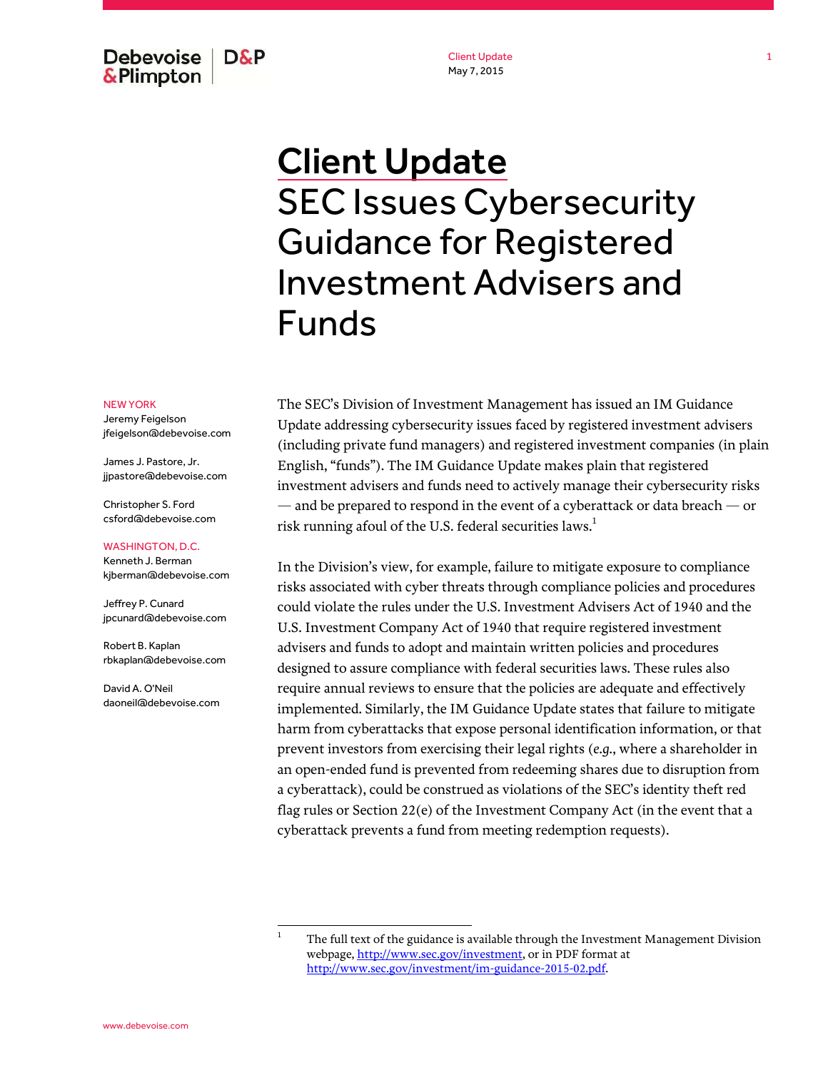# Client Update
## SEC Issues Cybersecurity Guidance for Registered Investment Advisers and Funds

May 7, 2015

NEW YORK
Jeremy Feigelson
jfeigelson@debevoise.com

James J. Pastore, Jr.
jjpastore@debevoise.com

Christopher S. Ford
csford@debevoise.com

WASHINGTON, D.C.
Kenneth J. Berman
kjberman@debevoise.com

Jeffrey P. Cunard
jpcunard@debevoise.com

Robert B. Kaplan
rbkaplan@debevoise.com

David A. O'Neil
daoneil@debevoise.com

The SEC's Division of Investment Management has issued an IM Guidance Update addressing cybersecurity issues faced by registered investment advisers (including private fund managers) and registered investment companies (in plain English, "funds"). The IM Guidance Update makes plain that registered investment advisers and funds need to actively manage their cybersecurity risks — and be prepared to respond in the event of a cyberattack or data breach — or risk running afoul of the U.S. federal securities laws.[1]

In the Division's view, for example, failure to mitigate exposure to compliance risks associated with cyber threats through compliance policies and procedures could violate the rules under the U.S. Investment Advisers Act of 1940 and the U.S. Investment Company Act of 1940 that require registered investment advisers and funds to adopt and maintain written policies and procedures designed to assure compliance with federal securities laws. These rules also require annual reviews to ensure that the policies are adequate and effectively implemented. Similarly, the IM Guidance Update states that failure to mitigate harm from cyberattacks that expose personal identification information, or that prevent investors from exercising their legal rights (*e.g.*, where a shareholder in an open-ended fund is prevented from redeeming shares due to disruption from a cyberattack), could be construed as violations of the SEC's identity theft red flag rules or Section 22(e) of the Investment Company Act (in the event that a cyberattack prevents a fund from meeting redemption requests).

---

[1] The full text of the guidance is available through the Investment Management Division webpage, http://www.sec.gov/investment, or in PDF format at http://www.sec.gov/investment/im-guidance-2015-02.pdf.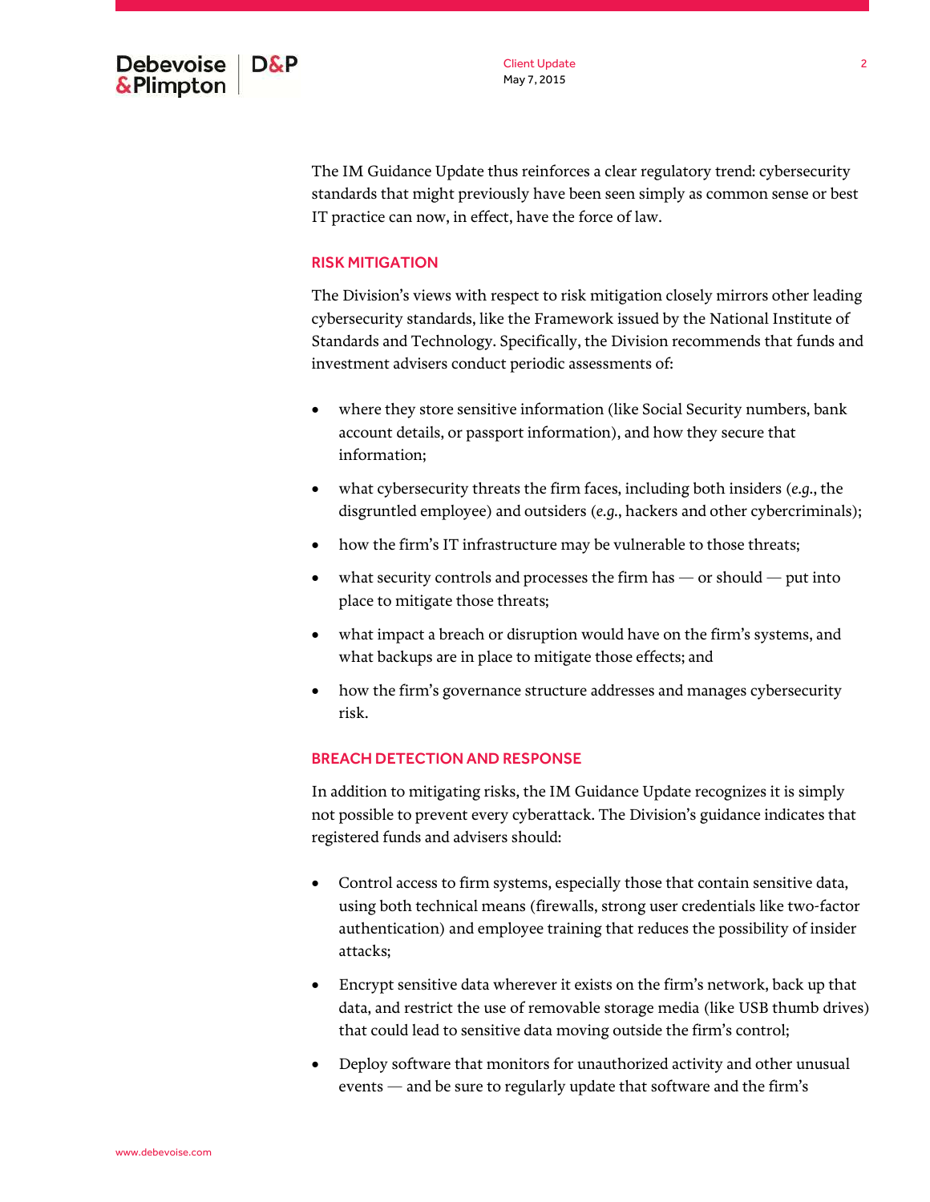The IM Guidance Update thus reinforces a clear regulatory trend: cybersecurity standards that might previously have been seen simply as common sense or best IT practice can now, in effect, have the force of law.

## RISK MITIGATION

The Division's views with respect to risk mitigation closely mirrors other leading cybersecurity standards, like the Framework issued by the National Institute of Standards and Technology. Specifically, the Division recommends that funds and investment advisers conduct periodic assessments of:

- where they store sensitive information (like Social Security numbers, bank account details, or passport information), and how they secure that information;
- what cybersecurity threats the firm faces, including both insiders (*e.g.*, the disgruntled employee) and outsiders (*e.g.*, hackers and other cybercriminals);
- how the firm's IT infrastructure may be vulnerable to those threats;
- what security controls and processes the firm has — or should — put into place to mitigate those threats;
- what impact a breach or disruption would have on the firm's systems, and what backups are in place to mitigate those effects; and
- how the firm's governance structure addresses and manages cybersecurity risk.

## BREACH DETECTION AND RESPONSE

In addition to mitigating risks, the IM Guidance Update recognizes it is simply not possible to prevent every cyberattack. The Division's guidance indicates that registered funds and advisers should:

- Control access to firm systems, especially those that contain sensitive data, using both technical means (firewalls, strong user credentials like two-factor authentication) and employee training that reduces the possibility of insider attacks;
- Encrypt sensitive data wherever it exists on the firm's network, back up that data, and restrict the use of removable storage media (like USB thumb drives) that could lead to sensitive data moving outside the firm's control;
- Deploy software that monitors for unauthorized activity and other unusual events — and be sure to regularly update that software and the firm's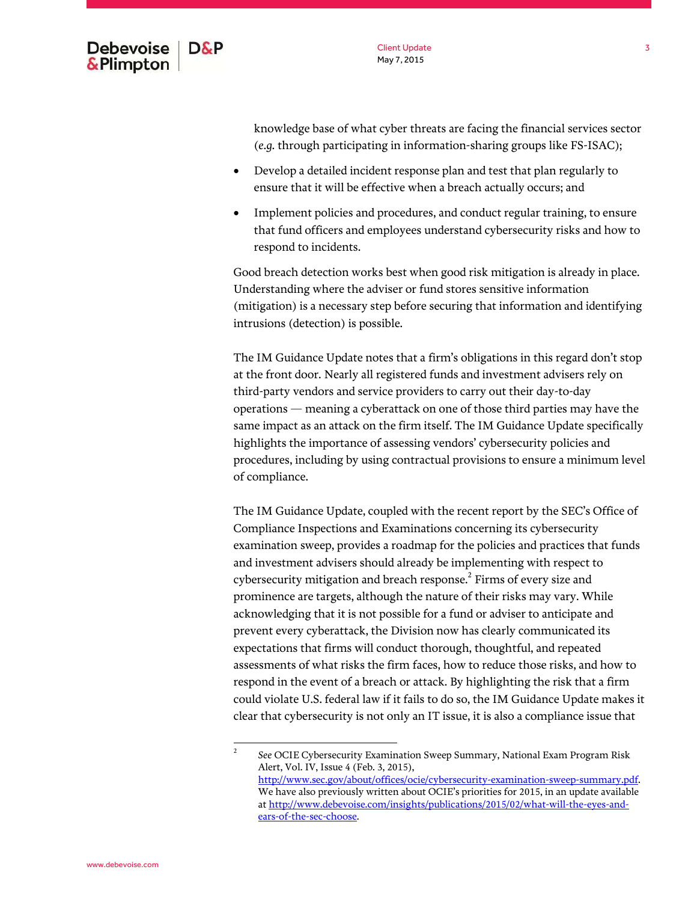knowledge base of what cyber threats are facing the financial services sector (*e.g.* through participating in information-sharing groups like FS-ISAC);

- Develop a detailed incident response plan and test that plan regularly to ensure that it will be effective when a breach actually occurs; and
- Implement policies and procedures, and conduct regular training, to ensure that fund officers and employees understand cybersecurity risks and how to respond to incidents.

Good breach detection works best when good risk mitigation is already in place. Understanding where the adviser or fund stores sensitive information (mitigation) is a necessary step before securing that information and identifying intrusions (detection) is possible.

The IM Guidance Update notes that a firm's obligations in this regard don't stop at the front door. Nearly all registered funds and investment advisers rely on third-party vendors and service providers to carry out their day-to-day operations — meaning a cyberattack on one of those third parties may have the same impact as an attack on the firm itself. The IM Guidance Update specifically highlights the importance of assessing vendors' cybersecurity policies and procedures, including by using contractual provisions to ensure a minimum level of compliance.

The IM Guidance Update, coupled with the recent report by the SEC's Office of Compliance Inspections and Examinations concerning its cybersecurity examination sweep, provides a roadmap for the policies and practices that funds and investment advisers should already be implementing with respect to cybersecurity mitigation and breach response.[2] Firms of every size and prominence are targets, although the nature of their risks may vary. While acknowledging that it is not possible for a fund or adviser to anticipate and prevent every cyberattack, the Division now has clearly communicated its expectations that firms will conduct thorough, thoughtful, and repeated assessments of what risks the firm faces, how to reduce those risks, and how to respond in the event of a breach or attack. By highlighting the risk that a firm could violate U.S. federal law if it fails to do so, the IM Guidance Update makes it clear that cybersecurity is not only an IT issue, it is also a compliance issue that

---

[2] *See* OCIE Cybersecurity Examination Sweep Summary, National Exam Program Risk Alert, Vol. IV, Issue 4 (Feb. 3, 2015), http://www.sec.gov/about/offices/ocie/cybersecurity-examination-sweep-summary.pdf. We have also previously written about OCIE's priorities for 2015, in an update available at http://www.debevoise.com/insights/publications/2015/02/what-will-the-eyes-and-ears-of-the-sec-choose.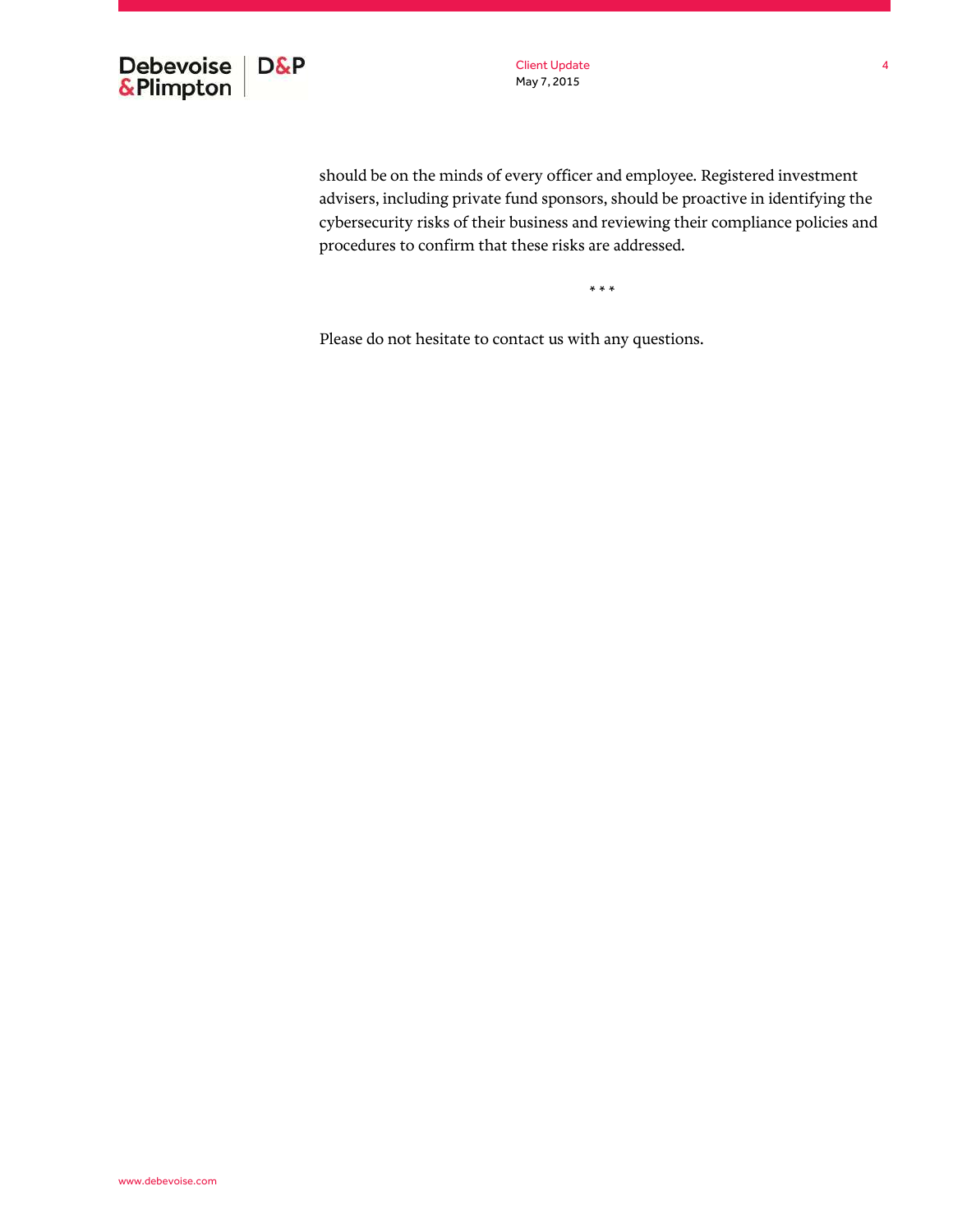should be on the minds of every officer and employee. Registered investment advisers, including private fund sponsors, should be proactive in identifying the cybersecurity risks of their business and reviewing their compliance policies and procedures to confirm that these risks are addressed.

\* \* \*

Please do not hesitate to contact us with any questions.